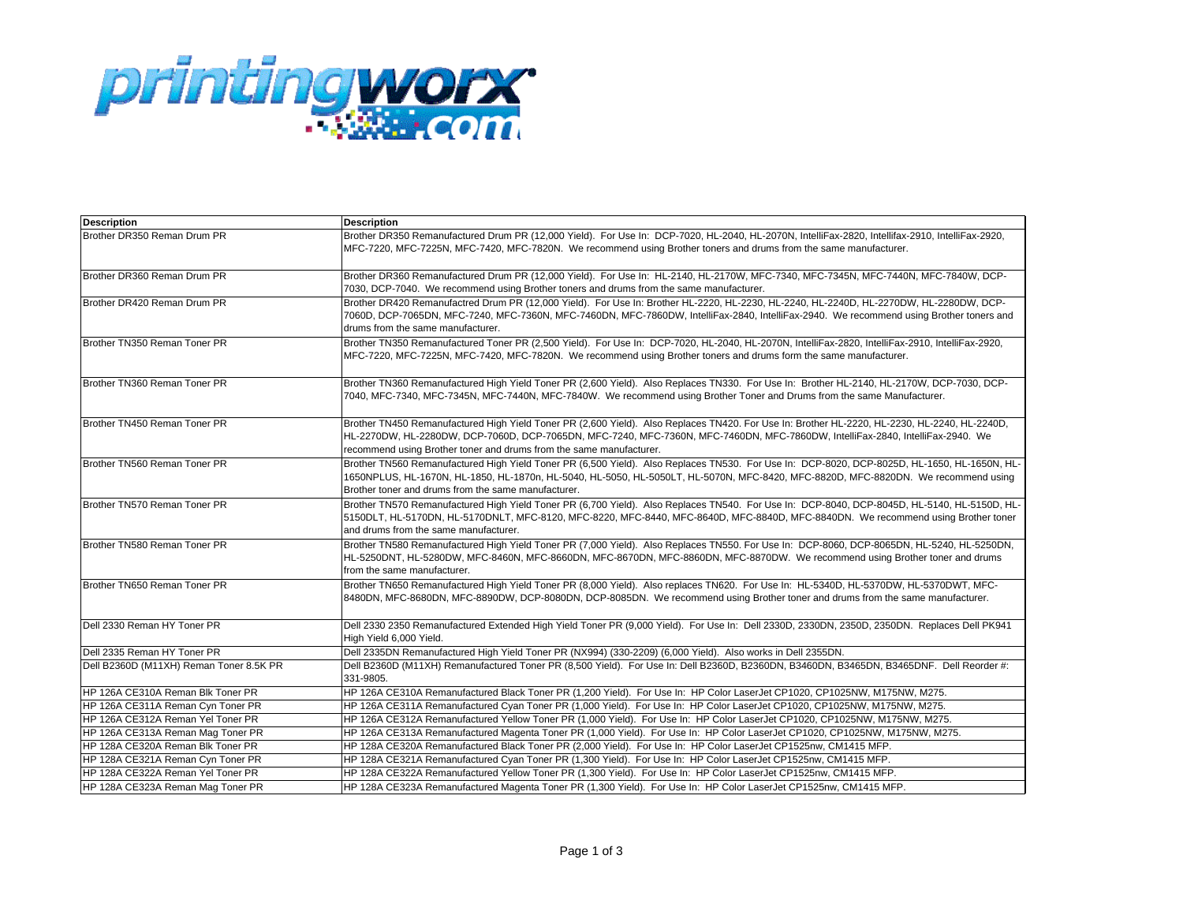printingworx.com

| Description | Description |
|---|---|
| Brother DR350 Reman Drum PR | Brother DR350 Remanufactured Drum PR (12,000 Yield). For Use In: DCP-7020, HL-2040, HL-2070N, IntelliFax-2820, Intellifax-2910, IntelliFax-2920, MFC-7220, MFC-7225N, MFC-7420, MFC-7820N. We recommend using Brother toners and drums from the same manufacturer. |
| Brother DR360 Reman Drum PR | Brother DR360 Remanufactured Drum PR (12,000 Yield). For Use In: HL-2140, HL-2170W, MFC-7340, MFC-7345N, MFC-7440N, MFC-7840W, DCP-7030, DCP-7040. We recommend using Brother toners and drums from the same manufacturer. |
| Brother DR420 Reman Drum PR | Brother DR420 Remanufactred Drum PR (12,000 Yield). For Use In: Brother HL-2220, HL-2230, HL-2240, HL-2240D, HL-2270DW, HL-2280DW, DCP-7060D, DCP-7065DN, MFC-7240, MFC-7360N, MFC-7460DN, MFC-7860DW, IntelliFax-2840, IntelliFax-2940. We recommend using Brother toners and drums from the same manufacturer. |
| Brother TN350 Reman Toner PR | Brother TN350 Remanufactured Toner PR (2,500 Yield). For Use In: DCP-7020, HL-2040, HL-2070N, IntelliFax-2820, IntelliFax-2910, IntelliFax-2920, MFC-7220, MFC-7225N, MFC-7420, MFC-7820N. We recommend using Brother toners and drums from the same manufacturer. |
| Brother TN360 Reman Toner PR | Brother TN360 Remanufactured High Yield Toner PR (2,600 Yield). Also Replaces TN330. For Use In: Brother HL-2140, HL-2170W, DCP-7030, DCP-7040, MFC-7340, MFC-7345N, MFC-7440N, MFC-7840W. We recommend using Brother Toner and Drums from the same Manufacturer. |
| Brother TN450 Reman Toner PR | Brother TN450 Remanufactured High Yield Toner PR (2,600 Yield). Also Replaces TN420. For Use In: Brother HL-2220, HL-2230, HL-2240, HL-2240D, HL-2270DW, HL-2280DW, DCP-7060D, DCP-7065DN, MFC-7240, MFC-7360N, MFC-7460DN, MFC-7860DW, IntelliFax-2840, IntelliFax-2940. We recommend using Brother toner and drums from the same manufacturer. |
| Brother TN560 Reman Toner PR | Brother TN560 Remanufactured High Yield Toner PR (6,500 Yield). Also Replaces TN530. For Use In: DCP-8020, DCP-8025D, HL-1650, HL-1650N, HL-1650NPLUS, HL-1670N, HL-1850, HL-1870n, HL-5040, HL-5050, HL-5050LT, HL-5070N, MFC-8420, MFC-8820D, MFC-8820DN. We recommend using Brother toner and drums from the same manufacturer. |
| Brother TN570 Reman Toner PR | Brother TN570 Remanufactured High Yield Toner PR (6,700 Yield). Also Replaces TN540. For Use In: DCP-8040, DCP-8045D, HL-5140, HL-5150D, HL-5150DLT, HL-5170DN, HL-5170DNLT, MFC-8120, MFC-8220, MFC-8440, MFC-8640D, MFC-8840D, MFC-8840DN. We recommend using Brother toner and drums from the same manufacturer. |
| Brother TN580 Reman Toner PR | Brother TN580 Remanufactured High Yield Toner PR (7,000 Yield). Also Replaces TN550. For Use In: DCP-8060, DCP-8065DN, HL-5240, HL-5250DN, HL-5250DNT, HL-5280DW, MFC-8460N, MFC-8660DN, MFC-8670DN, MFC-8860DN, MFC-8870DW. We recommend using Brother toner and drums from the same manufacturer. |
| Brother TN650 Reman Toner PR | Brother TN650 Remanufactured High Yield Toner PR (8,000 Yield). Also replaces TN620. For Use In: HL-5340D, HL-5370DW, HL-5370DWT, MFC-8480DN, MFC-8680DN, MFC-8890DW, DCP-8080DN, DCP-8085DN. We recommend using Brother toner and drums from the same manufacturer. |
| Dell 2330 Reman HY Toner PR | Dell 2330 2350 Remanufactured Extended High Yield Toner PR (9,000 Yield). For Use In: Dell 2330D, 2330DN, 2350D, 2350DN. Replaces Dell PK941 High Yield 6,000 Yield. |
| Dell 2335 Reman HY Toner PR | Dell 2335DN Remanufactured High Yield Toner PR (NX994) (330-2209) (6,000 Yield). Also works in Dell 2355DN. |
| Dell B2360D (M11XH) Reman Toner 8.5K PR | Dell B2360D (M11XH) Remanufactured Toner PR (8,500 Yield). For Use In: Dell B2360D, B2360DN, B3460DN, B3465DN, B3465DNF. Dell Reorder #: 331-9805. |
| HP 126A CE310A Reman Blk Toner PR | HP 126A CE310A Remanufactured Black Toner PR (1,200 Yield). For Use In: HP Color LaserJet CP1020, CP1025NW, M175NW, M275. |
| HP 126A CE311A Reman Cyn Toner PR | HP 126A CE311A Remanufactured Cyan Toner PR (1,000 Yield). For Use In: HP Color LaserJet CP1020, CP1025NW, M175NW, M275. |
| HP 126A CE312A Reman Yel Toner PR | HP 126A CE312A Remanufactured Yellow Toner PR (1,000 Yield). For Use In: HP Color LaserJet CP1020, CP1025NW, M175NW, M275. |
| HP 126A CE313A Reman Mag Toner PR | HP 126A CE313A Remanufactured Magenta Toner PR (1,000 Yield). For Use In: HP Color LaserJet CP1020, CP1025NW, M175NW, M275. |
| HP 128A CE320A Reman Blk Toner PR | HP 128A CE320A Remanufactured Black Toner PR (2,000 Yield). For Use In: HP Color LaserJet CP1525nw, CM1415 MFP. |
| HP 128A CE321A Reman Cyn Toner PR | HP 128A CE321A Remanufactured Cyan Toner PR (1,300 Yield). For Use In: HP Color LaserJet CP1525nw, CM1415 MFP. |
| HP 128A CE322A Reman Yel Toner PR | HP 128A CE322A Remanufactured Yellow Toner PR (1,300 Yield). For Use In: HP Color LaserJet CP1525nw, CM1415 MFP. |
| HP 128A CE323A Reman Mag Toner PR | HP 128A CE323A Remanufactured Magenta Toner PR (1,300 Yield). For Use In: HP Color LaserJet CP1525nw, CM1415 MFP. |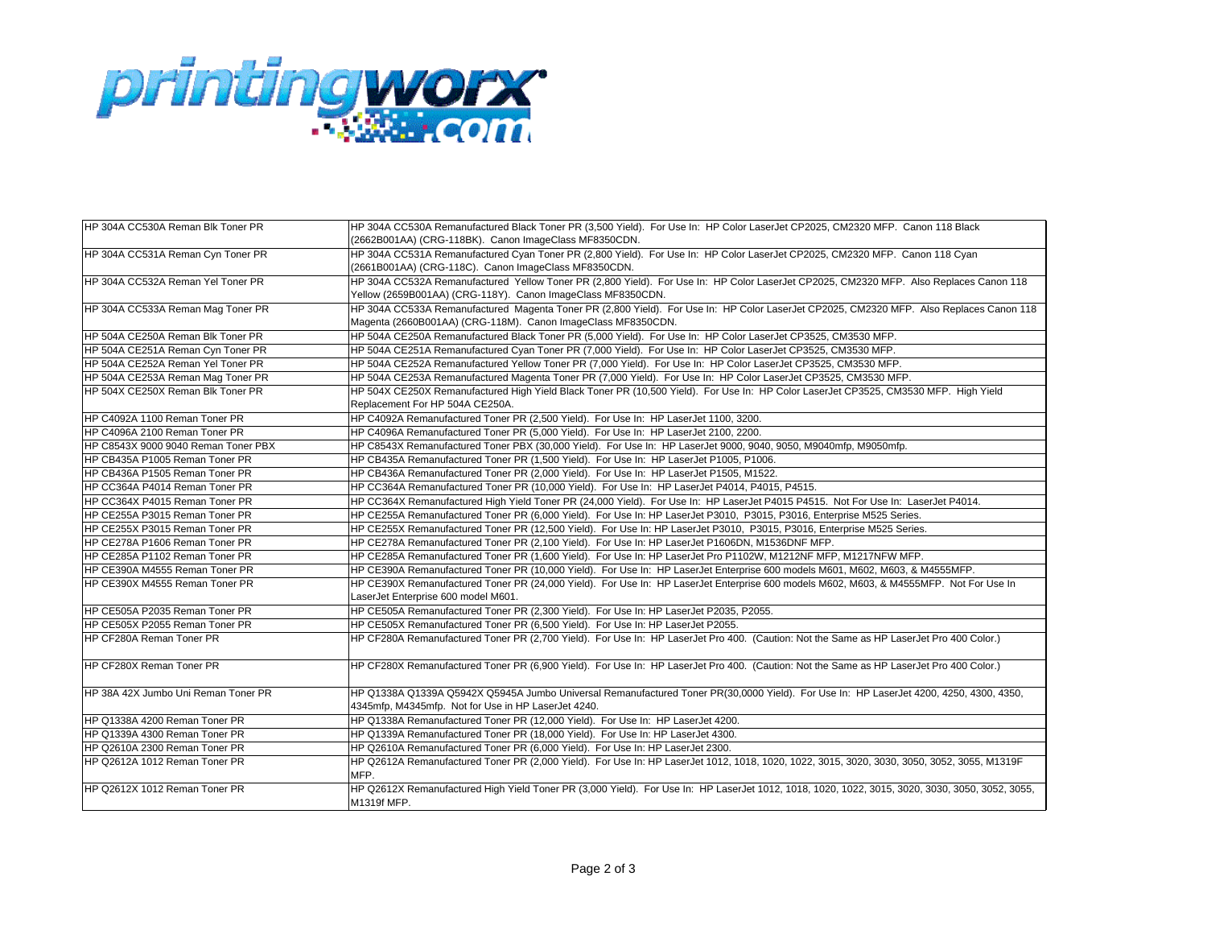printingworx.com

| HP 304A CC530A Reman Blk Toner PR | HP 304A CC530A Remanufactured Black Toner PR (3,500 Yield). For Use In: HP Color LaserJet CP2025, CM2320 MFP. Canon 118 Black (2662B001AA) (CRG-118BK). Canon ImageClass MF8350CDN. |
|---|---|
| HP 304A CC531A Reman Cyn Toner PR | HP 304A CC531A Remanufactured Cyan Toner PR (2,800 Yield). For Use In: HP Color LaserJet CP2025, CM2320 MFP. Canon 118 Cyan (2661B001AA) (CRG-118C). Canon ImageClass MF8350CDN. |
| HP 304A CC532A Reman Yel Toner PR | HP 304A CC532A Remanufactured Yellow Toner PR (2,800 Yield). For Use In: HP Color LaserJet CP2025, CM2320 MFP. Also Replaces Canon 118 Yellow (2659B001AA) (CRG-118Y). Canon ImageClass MF8350CDN. |
| HP 304A CC533A Reman Mag Toner PR | HP 304A CC533A Remanufactured Magenta Toner PR (2,800 Yield). For Use In: HP Color LaserJet CP2025, CM2320 MFP. Also Replaces Canon 118 Magenta (2660B001AA) (CRG-118M). Canon ImageClass MF8350CDN. |
| HP 504A CE250A Reman Blk Toner PR | HP 504A CE250A Remanufactured Black Toner PR (5,000 Yield). For Use In: HP Color LaserJet CP3525, CM3530 MFP. |
| HP 504A CE251A Reman Cyn Toner PR | HP 504A CE251A Remanufactured Cyan Toner PR (7,000 Yield). For Use In: HP Color LaserJet CP3525, CM3530 MFP. |
| HP 504A CE252A Reman Yel Toner PR | HP 504A CE252A Remanufactured Yellow Toner PR (7,000 Yield). For Use In: HP Color LaserJet CP3525, CM3530 MFP. |
| HP 504A CE253A Reman Mag Toner PR | HP 504A CE253A Remanufactured Magenta Toner PR (7,000 Yield). For Use In: HP Color LaserJet CP3525, CM3530 MFP. |
| HP 504X CE250X Reman Blk Toner PR | HP 504X CE250X Remanufactured High Yield Black Toner PR (10,500 Yield). For Use In: HP Color LaserJet CP3525, CM3530 MFP. High Yield Replacement For HP 504A CE250A. |
| HP C4092A 1100 Reman Toner PR | HP C4092A Remanufactured Toner PR (2,500 Yield). For Use In: HP LaserJet 1100, 3200. |
| HP C4096A 2100 Reman Toner PR | HP C4096A Remanufactured Toner PR (5,000 Yield). For Use In: HP LaserJet 2100, 2200. |
| HP C8543X 9000 9040 Reman Toner PBX | HP C8543X Remanufactured Toner PBX (30,000 Yield). For Use In: HP LaserJet 9000, 9040, 9050, M9040mfp, M9050mfp. |
| HP CB435A P1005 Reman Toner PR | HP CB435A Remanufactured Toner PR (1,500 Yield). For Use In: HP LaserJet P1005, P1006. |
| HP CB436A P1505 Reman Toner PR | HP CB436A Remanufactured Toner PR (2,000 Yield). For Use In: HP LaserJet P1505, M1522. |
| HP CC364A P4014 Reman Toner PR | HP CC364A Remanufactured Toner PR (10,000 Yield). For Use In: HP LaserJet P4014, P4015, P4515. |
| HP CC364X P4015 Reman Toner PR | HP CC364X Remanufactured High Yield Toner PR (24,000 Yield). For Use In: HP LaserJet P4015 P4515. Not For Use In: LaserJet P4014. |
| HP CE255A P3015 Reman Toner PR | HP CE255A Remanufactured Toner PR (6,000 Yield). For Use In: HP LaserJet P3010, P3015, P3016, Enterprise M525 Series. |
| HP CE255X P3015 Reman Toner PR | HP CE255X Remanufactured Toner PR (12,500 Yield). For Use In: HP LaserJet P3010, P3015, P3016, Enterprise M525 Series. |
| HP CE278A P1606 Reman Toner PR | HP CE278A Remanufactured Toner PR (2,100 Yield). For Use In: HP LaserJet P1606DN, M1536DNF MFP. |
| HP CE285A P1102 Reman Toner PR | HP CE285A Remanufactured Toner PR (1,600 Yield). For Use In: HP LaserJet Pro P1102W, M1212NF MFP, M1217NFW MFP. |
| HP CE390A M4555 Reman Toner PR | HP CE390A Remanufactured Toner PR (10,000 Yield). For Use In: HP LaserJet Enterprise 600 models M601, M602, M603, & M4555MFP. |
| HP CE390X M4555 Reman Toner PR | HP CE390X Remanufactured Toner PR (24,000 Yield). For Use In: HP LaserJet Enterprise 600 models M602, M603, & M4555MFP. Not For Use In LaserJet Enterprise 600 model M601. |
| HP CE505A P2035 Reman Toner PR | HP CE505A Remanufactured Toner PR (2,300 Yield). For Use In: HP LaserJet P2035, P2055. |
| HP CE505X P2055 Reman Toner PR | HP CE505X Remanufactured Toner PR (6,500 Yield). For Use In: HP LaserJet P2055. |
| HP CF280A Reman Toner PR | HP CF280A Remanufactured Toner PR (2,700 Yield). For Use In: HP LaserJet Pro 400. (Caution: Not the Same as HP LaserJet Pro 400 Color.) |
| HP CF280X Reman Toner PR | HP CF280X Remanufactured Toner PR (6,900 Yield). For Use In: HP LaserJet Pro 400. (Caution: Not the Same as HP LaserJet Pro 400 Color.) |
| HP 38A 42X Jumbo Uni Reman Toner PR | HP Q1338A Q1339A Q5942X Q5945A Jumbo Universal Remanufactured Toner PR(30,0000 Yield). For Use In: HP LaserJet 4200, 4250, 4300, 4350, 4345mfp, M4345mfp. Not for Use in HP LaserJet 4240. |
| HP Q1338A 4200 Reman Toner PR | HP Q1338A Remanufactured Toner PR (12,000 Yield). For Use In: HP LaserJet 4200. |
| HP Q1339A 4300 Reman Toner PR | HP Q1339A Remanufactured Toner PR (18,000 Yield). For Use In: HP LaserJet 4300. |
| HP Q2610A 2300 Reman Toner PR | HP Q2610A Remanufactured Toner PR (6,000 Yield). For Use In: HP LaserJet 2300. |
| HP Q2612A 1012 Reman Toner PR | HP Q2612A Remanufactured Toner PR (2,000 Yield). For Use In: HP LaserJet 1012, 1018, 1020, 1022, 3015, 3020, 3030, 3050, 3052, 3055, M1319F MFP. |
| HP Q2612X 1012 Reman Toner PR | HP Q2612X Remanufactured High Yield Toner PR (3,000 Yield). For Use In: HP LaserJet 1012, 1018, 1020, 1022, 3015, 3020, 3030, 3050, 3052, 3055, M1319f MFP. |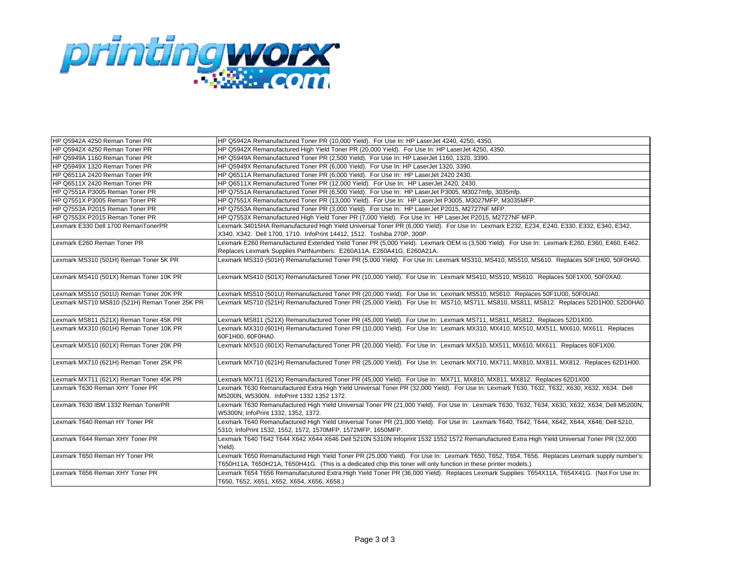| | |
|---|---|
| HP Q5942A 4250 Reman Toner PR | HP Q5942A Remanufactured Toner PR (10,000 Yield). For Use In: HP LaserJet 4240, 4250, 4350. |
| HP Q5942X 4250 Reman Toner PR | HP Q5942X Remanufactured High Yield Toner PR (20,000 Yield). For Use In: HP LaserJet 4250, 4350. |
| HP Q5949A 1160 Reman Toner PR | HP Q5949A Remanufactured Toner PR (2,500 Yield). For Use In: HP LaserJet 1160, 1320, 3390. |
| HP Q5949X 1320 Reman Toner PR | HP Q5949X Remanufactured Toner PR (6,000 Yield). For Use In: HP LaserJet 1320, 3390. |
| HP Q6511A 2420 Reman Toner PR | HP Q6511A Remanufactured Toner PR (6,000 Yield). For Use In: HP LaserJet 2420 2430. |
| HP Q6511X 2420 Reman Toner PR | HP Q6511X Remanufactured Toner PR (12,000 Yield). For Use In: HP LaserJet 2420, 2430. |
| HP Q7551A P3005 Reman Toner PR | HP Q7551A Remanufactured Toner PR (6,500 Yield). For Use In: HP LaserJet P3005, M3027mfp, 3035mfp. |
| HP Q7551X P3005 Reman Toner PR | HP Q7551X Remanufactured Toner PR (13,000 Yield). For Use In: HP LaserJet P3005, M3027MFP, M3035MFP. |
| HP Q7553A P2015 Reman Toner PR | HP Q7553A Remanufactured Toner PR (3,000 Yield). For Use In: HP LaserJet P2015, M2727NF MFP. |
| HP Q7553X P2015 Reman Toner PR | HP Q7553X Remanufactured High Yield Toner PR (7,000 Yield). For Use In: HP LaserJet P2015, M2727NF MFP. |
| Lexmark E330 Dell 1700 RemanTonerPR | Lexmark 34015HA Remanufactured High Yield Universal Toner PR (6,000 Yield). For Use In: Lexmark E232, E234, E240, E330, E332, E340, E342, X340, X342. Dell 1700, 1710. InfoPrint 14412, 1512. Toshiba 270P, 300P. |
| Lexmark E260 Reman Toner PR | Lexmark E260 Remanufactured Extended Yield Toner PR (5,000 Yield). Lexmark OEM is (3,500 Yield). For Use In: Lexmark E260, E360, E460, E462. Replaces Lexmark Supplies PartNumbers: E260A11A, E260A41G, E260A21A. |
| Lexmark MS310 (501H) Reman Toner 5K PR | Lexmark MS310 (501H) Remanufactured Toner PR (5,000 Yield). For Use In: Lexmark MS310, MS410, MS510, MS610. Replaces 50F1H00, 50F0HA0. |
| Lexmark MS410 (501X) Reman Toner 10K PR | Lexmark MS410 (501X) Remanufactured Toner PR (10,000 Yield). For Use In: Lexmark MS410, MS510, MS610. Replaces 50F1X00, 50F0XA0. |
| Lexmark MS510 (501U) Reman Toner 20K PR | Lexmark MS510 (501U) Remanufactured Toner PR (20,000 Yield). For Use In: Lexmark MS510, MS610. Replaces 50F1U00, 50F0UA0. |
| Lexmark MS710 MS810 (521H) Reman Toner 25K PR | Lexmark MS710 (521H) Remanufactured Toner PR (25,000 Yield). For Use In: MS710, MS711, MS810, MS811, MS812. Replaces 52D1H00, 52D0HA0. |
| Lexmark MS811 (521X) Reman Toner 45K PR | Lexmark MS811 (521X) Remanufactured Toner PR (45,000 Yield). For Use In: Lexmark MS711, MS811, MS812. Replaces 52D1X00. |
| Lexmark MX310 (601H) Reman Toner 10K PR | Lexmark MX310 (601H) Remanufactured Toner PR (10,000 Yield). For Use In: Lexmark MX310, MX410, MX510, MX511, MX610, MX611. Replaces 60F1H00, 60F0HA0. |
| Lexmark MX510 (601X) Reman Toner 20K PR | Lexmark MX510 (601X) Remanufactured Toner PR (20,000 Yield). For Use In: Lexmark MX510, MX511, MX610, MX611. Replaces 60F1X00. |
| Lexmark MX710 (621H) Reman Toner 25K PR | Lexmark MX710 (621H) Remanufactured Toner PR (25,000 Yield). For Use In: Lexmark MX710, MX711, MX810, MX811, MX812. Replaces 62D1H00. |
| Lexmark MX711 (621X) Reman Toner 45K PR | Lexmark MX711 (621X) Remanufactured Toner PR (45,000 Yield). For Use In: MX711, MX810, MX811, MX812. Replaces 62D1X00. |
| Lexmark T630 Reman XHY Toner PR | Lexmark T630 Remanufactured Extra High Yield Universal Toner PR (32,000 Yield). For Use In: Lexmark T630, T632, T632, X630, X632, X634. Dell M5200N, W5300N. InfoPrint 1332 1352 1372. |
| Lexmark T630 IBM 1332 Reman TonerPR | Lexmark T630 Remanufactured High Yield Universal Toner PR (21,000 Yield). For Use In: Lexmark T630, T632, T634, X630, X632, X634; Dell M5200N, W5300N; InfoPrint 1332, 1352, 1372. |
| Lexmark T640 Reman HY Toner PR | Lexmark T640 Remanufactured High Yield Universal Toner PR (21,000 Yield). For Use In: Lexmark T640, T642, T644, X642, X644, X646; Dell 5210, 5310; InfoPrint 1532, 1552, 1572, 1570MFP, 1572MFP, 1650MFP. |
| Lexmark T644 Reman XHY Toner PR | Lexmark T640 T642 T644 X642 X644 X646 Dell 5210N 5310N Infoprint 1532 1552 1572 Remanufactured Extra High Yield Universal Toner PR (32,000 Yield). |
| Lexmark T650 Reman HY Toner PR | Lexmark T650 Remanufactured High Yield Toner PR (25,000 Yield). For Use In: Lexmark T650, T652, T654, T656. Replaces Lexmark supply number's: T650H11A, T650H21A, T650H41G. (This is a dedicated chip this toner will only function in these printer models.) |
| Lexmark T656 Reman XHY Toner PR | Lexmark T654 T656 Remanufacutured Extra High Yield Toner PR (36,000 Yield). Replaces Lexmark Supplies: T654X11A, T654X41G. (Not For Use In: T650, T652, X651, X652, X654, X656, X658.) |